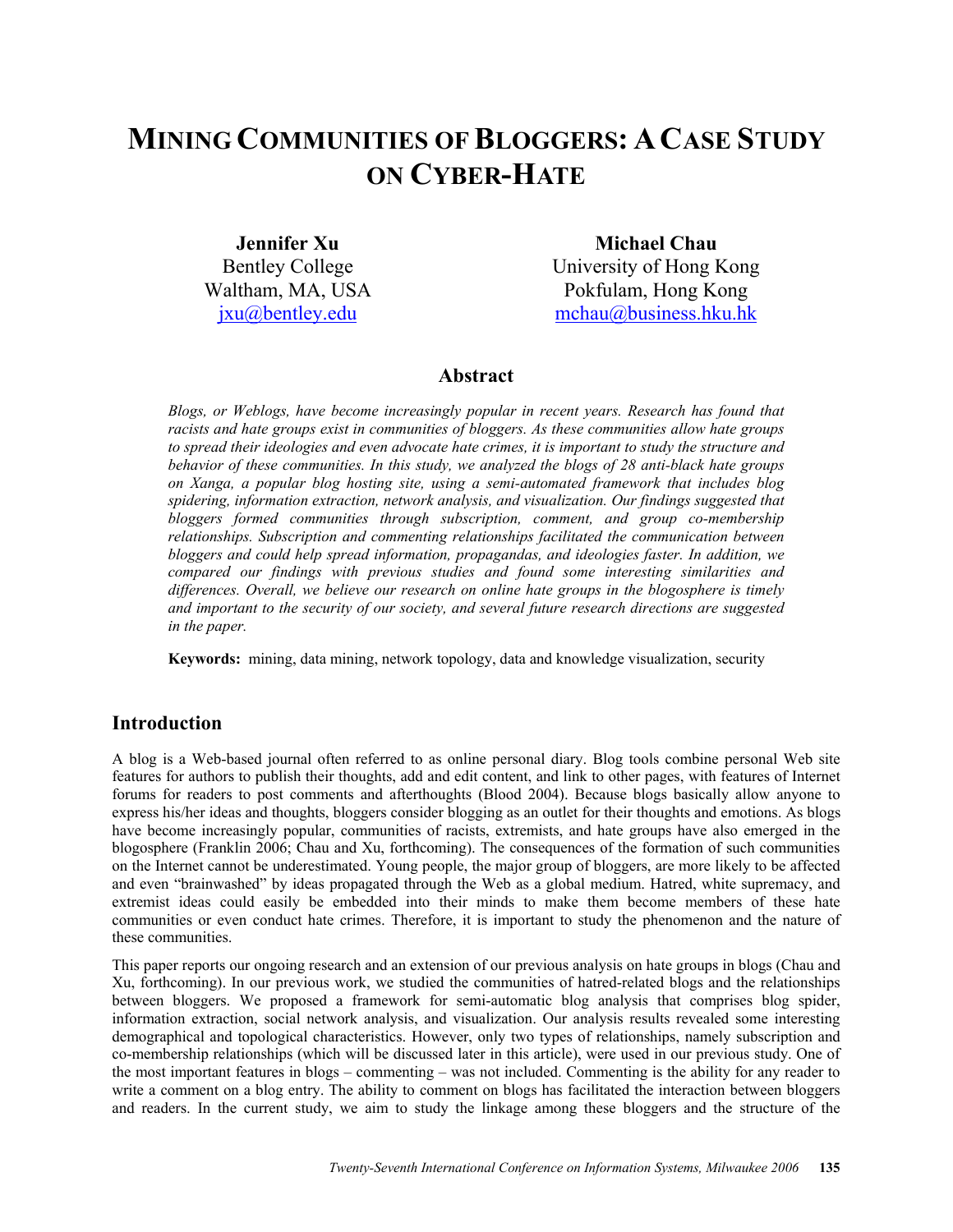# MINING COMMUNITIES OF BLOGGERS: A CASE STUDY ON CYBER-HATE

**Jennifer Xu**
Bentley College
Waltham, MA, USA
jxu@bentley.edu

**Michael Chau**
University of Hong Kong
Pokfulam, Hong Kong
mchau@business.hku.hk

## Abstract

*Blogs, or Weblogs, have become increasingly popular in recent years. Research has found that racists and hate groups exist in communities of bloggers. As these communities allow hate groups to spread their ideologies and even advocate hate crimes, it is important to study the structure and behavior of these communities. In this study, we analyzed the blogs of 28 anti-black hate groups on Xanga, a popular blog hosting site, using a semi-automated framework that includes blog spidering, information extraction, network analysis, and visualization. Our findings suggested that bloggers formed communities through subscription, comment, and group co-membership relationships. Subscription and commenting relationships facilitated the communication between bloggers and could help spread information, propagandas, and ideologies faster. In addition, we compared our findings with previous studies and found some interesting similarities and differences. Overall, we believe our research on online hate groups in the blogosphere is timely and important to the security of our society, and several future research directions are suggested in the paper.*

**Keywords:** mining, data mining, network topology, data and knowledge visualization, security

## Introduction

A blog is a Web-based journal often referred to as online personal diary. Blog tools combine personal Web site features for authors to publish their thoughts, add and edit content, and link to other pages, with features of Internet forums for readers to post comments and afterthoughts (Blood 2004). Because blogs basically allow anyone to express his/her ideas and thoughts, bloggers consider blogging as an outlet for their thoughts and emotions. As blogs have become increasingly popular, communities of racists, extremists, and hate groups have also emerged in the blogosphere (Franklin 2006; Chau and Xu, forthcoming). The consequences of the formation of such communities on the Internet cannot be underestimated. Young people, the major group of bloggers, are more likely to be affected and even "brainwashed" by ideas propagated through the Web as a global medium. Hatred, white supremacy, and extremist ideas could easily be embedded into their minds to make them become members of these hate communities or even conduct hate crimes. Therefore, it is important to study the phenomenon and the nature of these communities.

This paper reports our ongoing research and an extension of our previous analysis on hate groups in blogs (Chau and Xu, forthcoming). In our previous work, we studied the communities of hatred-related blogs and the relationships between bloggers. We proposed a framework for semi-automatic blog analysis that comprises blog spider, information extraction, social network analysis, and visualization. Our analysis results revealed some interesting demographical and topological characteristics. However, only two types of relationships, namely subscription and co-membership relationships (which will be discussed later in this article), were used in our previous study. One of the most important features in blogs – commenting – was not included. Commenting is the ability for any reader to write a comment on a blog entry. The ability to comment on blogs has facilitated the interaction between bloggers and readers. In the current study, we aim to study the linkage among these bloggers and the structure of the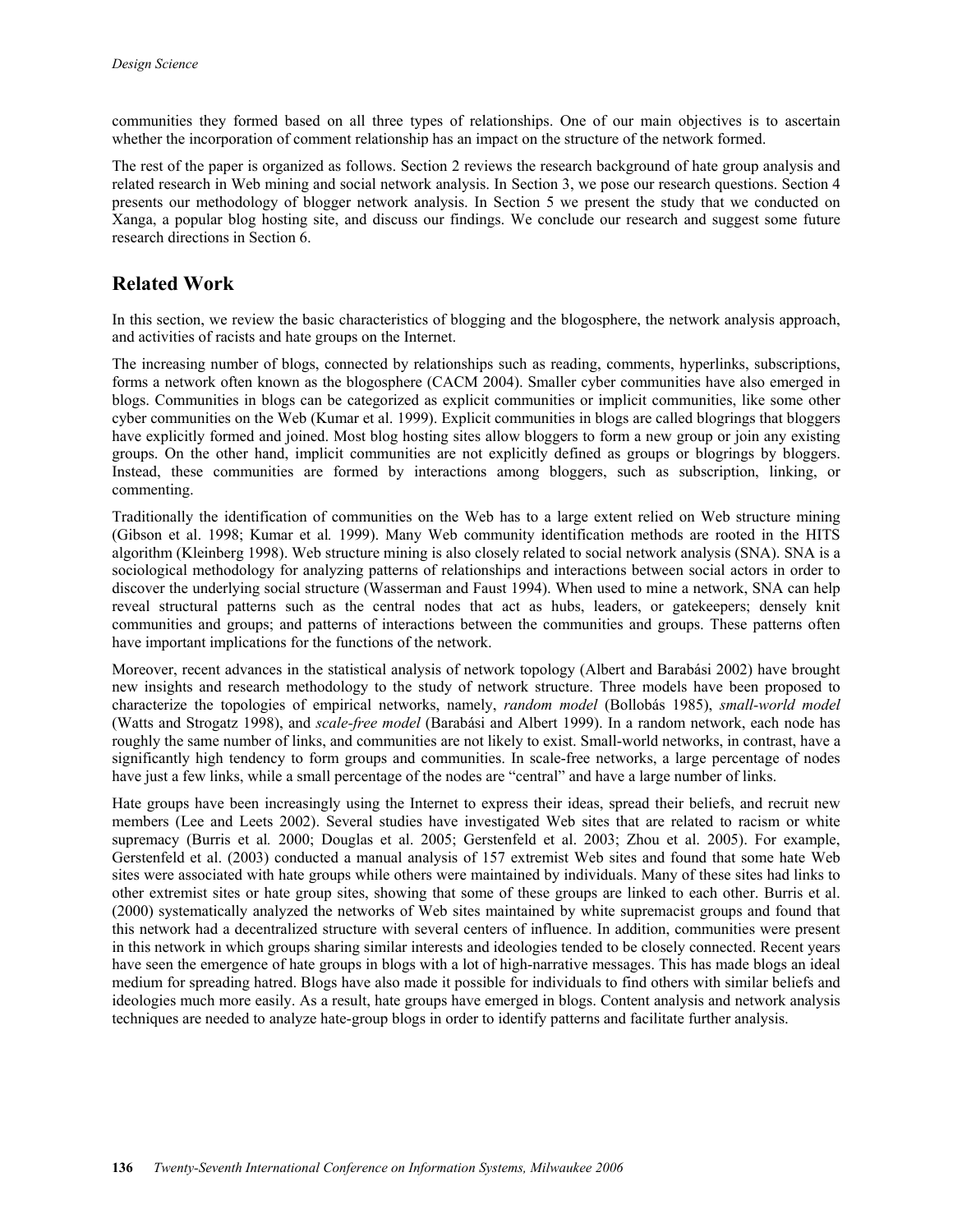communities they formed based on all three types of relationships. One of our main objectives is to ascertain whether the incorporation of comment relationship has an impact on the structure of the network formed.

The rest of the paper is organized as follows. Section 2 reviews the research background of hate group analysis and related research in Web mining and social network analysis. In Section 3, we pose our research questions. Section 4 presents our methodology of blogger network analysis. In Section 5 we present the study that we conducted on Xanga, a popular blog hosting site, and discuss our findings. We conclude our research and suggest some future research directions in Section 6.

## Related Work

In this section, we review the basic characteristics of blogging and the blogosphere, the network analysis approach, and activities of racists and hate groups on the Internet.

The increasing number of blogs, connected by relationships such as reading, comments, hyperlinks, subscriptions, forms a network often known as the blogosphere (CACM 2004). Smaller cyber communities have also emerged in blogs. Communities in blogs can be categorized as explicit communities or implicit communities, like some other cyber communities on the Web (Kumar et al. 1999). Explicit communities in blogs are called blogrings that bloggers have explicitly formed and joined. Most blog hosting sites allow bloggers to form a new group or join any existing groups. On the other hand, implicit communities are not explicitly defined as groups or blogrings by bloggers. Instead, these communities are formed by interactions among bloggers, such as subscription, linking, or commenting.

Traditionally the identification of communities on the Web has to a large extent relied on Web structure mining (Gibson et al. 1998; Kumar et al. 1999). Many Web community identification methods are rooted in the HITS algorithm (Kleinberg 1998). Web structure mining is also closely related to social network analysis (SNA). SNA is a sociological methodology for analyzing patterns of relationships and interactions between social actors in order to discover the underlying social structure (Wasserman and Faust 1994). When used to mine a network, SNA can help reveal structural patterns such as the central nodes that act as hubs, leaders, or gatekeepers; densely knit communities and groups; and patterns of interactions between the communities and groups. These patterns often have important implications for the functions of the network.

Moreover, recent advances in the statistical analysis of network topology (Albert and Barabási 2002) have brought new insights and research methodology to the study of network structure. Three models have been proposed to characterize the topologies of empirical networks, namely, *random model* (Bollobás 1985), *small-world model* (Watts and Strogatz 1998), and *scale-free model* (Barabási and Albert 1999). In a random network, each node has roughly the same number of links, and communities are not likely to exist. Small-world networks, in contrast, have a significantly high tendency to form groups and communities. In scale-free networks, a large percentage of nodes have just a few links, while a small percentage of the nodes are "central" and have a large number of links.

Hate groups have been increasingly using the Internet to express their ideas, spread their beliefs, and recruit new members (Lee and Leets 2002). Several studies have investigated Web sites that are related to racism or white supremacy (Burris et al. 2000; Douglas et al. 2005; Gerstenfeld et al. 2003; Zhou et al. 2005). For example, Gerstenfeld et al. (2003) conducted a manual analysis of 157 extremist Web sites and found that some hate Web sites were associated with hate groups while others were maintained by individuals. Many of these sites had links to other extremist sites or hate group sites, showing that some of these groups are linked to each other. Burris et al. (2000) systematically analyzed the networks of Web sites maintained by white supremacist groups and found that this network had a decentralized structure with several centers of influence. In addition, communities were present in this network in which groups sharing similar interests and ideologies tended to be closely connected. Recent years have seen the emergence of hate groups in blogs with a lot of high-narrative messages. This has made blogs an ideal medium for spreading hatred. Blogs have also made it possible for individuals to find others with similar beliefs and ideologies much more easily. As a result, hate groups have emerged in blogs. Content analysis and network analysis techniques are needed to analyze hate-group blogs in order to identify patterns and facilitate further analysis.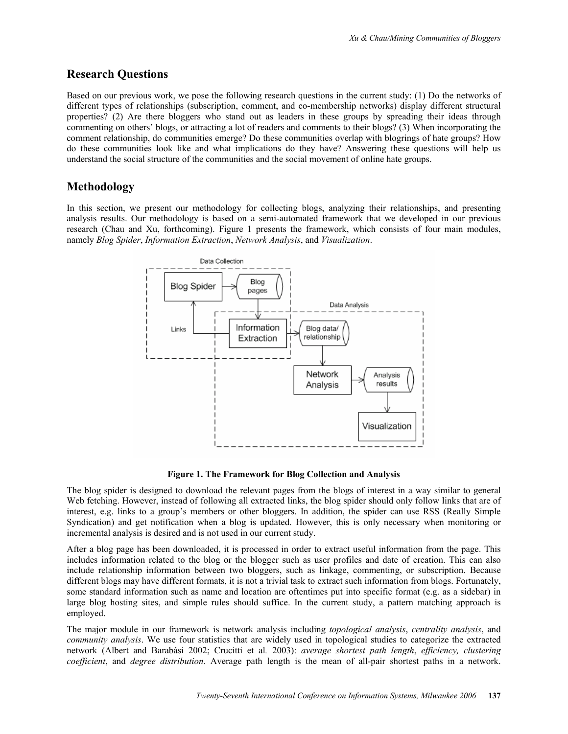## Research Questions

Based on our previous work, we pose the following research questions in the current study: (1) Do the networks of different types of relationships (subscription, comment, and co-membership networks) display different structural properties? (2) Are there bloggers who stand out as leaders in these groups by spreading their ideas through commenting on others' blogs, or attracting a lot of readers and comments to their blogs? (3) When incorporating the comment relationship, do communities emerge? Do these communities overlap with blogrings of hate groups? How do these communities look like and what implications do they have? Answering these questions will help us understand the social structure of the communities and the social movement of online hate groups.

## Methodology

In this section, we present our methodology for collecting blogs, analyzing their relationships, and presenting analysis results. Our methodology is based on a semi-automated framework that we developed in our previous research (Chau and Xu, forthcoming). Figure 1 presents the framework, which consists of four main modules, namely *Blog Spider*, *Information Extraction*, *Network Analysis*, and *Visualization*.

**Figure 1. The Framework for Blog Collection and Analysis**

The blog spider is designed to download the relevant pages from the blogs of interest in a way similar to general Web fetching. However, instead of following all extracted links, the blog spider should only follow links that are of interest, e.g. links to a group's members or other bloggers. In addition, the spider can use RSS (Really Simple Syndication) and get notification when a blog is updated. However, this is only necessary when monitoring or incremental analysis is desired and is not used in our current study.

After a blog page has been downloaded, it is processed in order to extract useful information from the page. This includes information related to the blog or the blogger such as user profiles and date of creation. This can also include relationship information between two bloggers, such as linkage, commenting, or subscription. Because different blogs may have different formats, it is not a trivial task to extract such information from blogs. Fortunately, some standard information such as name and location are oftentimes put into specific format (e.g. as a sidebar) in large blog hosting sites, and simple rules should suffice. In the current study, a pattern matching approach is employed.

The major module in our framework is network analysis including *topological analysis*, *centrality analysis*, and *community analysis*. We use four statistics that are widely used in topological studies to categorize the extracted network (Albert and Barabási 2002; Crucitti et al*.* 2003): *average shortest path length*, *efficiency, clustering coefficient*, and *degree distribution*. Average path length is the mean of all-pair shortest paths in a network.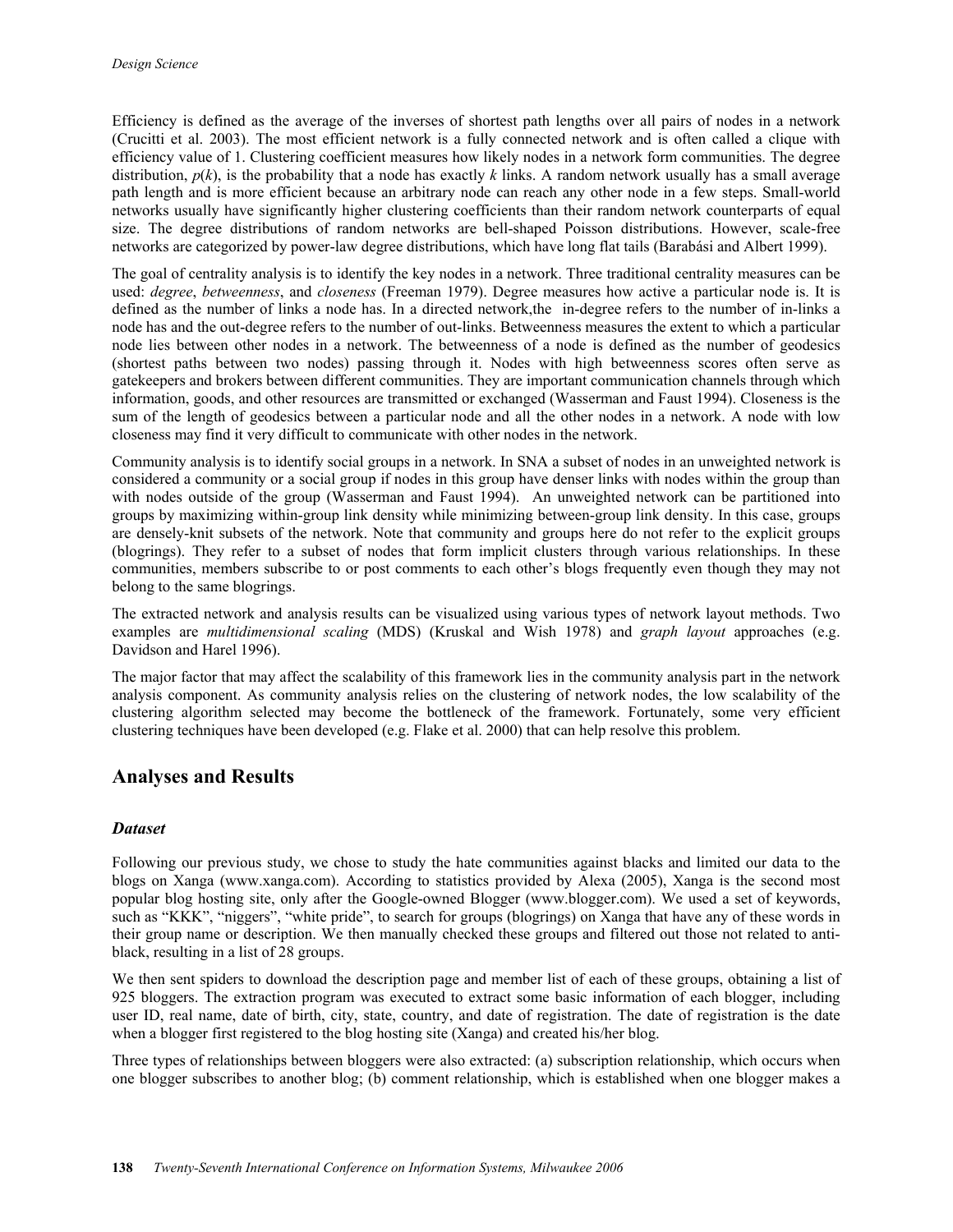Efficiency is defined as the average of the inverses of shortest path lengths over all pairs of nodes in a network (Crucitti et al. 2003). The most efficient network is a fully connected network and is often called a clique with efficiency value of 1. Clustering coefficient measures how likely nodes in a network form communities. The degree distribution, $p(k)$, is the probability that a node has exactly $k$ links. A random network usually has a small average path length and is more efficient because an arbitrary node can reach any other node in a few steps. Small-world networks usually have significantly higher clustering coefficients than their random network counterparts of equal size. The degree distributions of random networks are bell-shaped Poisson distributions. However, scale-free networks are categorized by power-law degree distributions, which have long flat tails (Barabási and Albert 1999).

The goal of centrality analysis is to identify the key nodes in a network. Three traditional centrality measures can be used: *degree*, *betweenness*, and *closeness* (Freeman 1979). Degree measures how active a particular node is. It is defined as the number of links a node has. In a directed network,the in-degree refers to the number of in-links a node has and the out-degree refers to the number of out-links. Betweenness measures the extent to which a particular node lies between other nodes in a network. The betweenness of a node is defined as the number of geodesics (shortest paths between two nodes) passing through it. Nodes with high betweenness scores often serve as gatekeepers and brokers between different communities. They are important communication channels through which information, goods, and other resources are transmitted or exchanged (Wasserman and Faust 1994). Closeness is the sum of the length of geodesics between a particular node and all the other nodes in a network. A node with low closeness may find it very difficult to communicate with other nodes in the network.

Community analysis is to identify social groups in a network. In SNA a subset of nodes in an unweighted network is considered a community or a social group if nodes in this group have denser links with nodes within the group than with nodes outside of the group (Wasserman and Faust 1994). An unweighted network can be partitioned into groups by maximizing within-group link density while minimizing between-group link density. In this case, groups are densely-knit subsets of the network. Note that community and groups here do not refer to the explicit groups (blogrings). They refer to a subset of nodes that form implicit clusters through various relationships. In these communities, members subscribe to or post comments to each other's blogs frequently even though they may not belong to the same blogrings.

The extracted network and analysis results can be visualized using various types of network layout methods. Two examples are *multidimensional scaling* (MDS) (Kruskal and Wish 1978) and *graph layout* approaches (e.g. Davidson and Harel 1996).

The major factor that may affect the scalability of this framework lies in the community analysis part in the network analysis component. As community analysis relies on the clustering of network nodes, the low scalability of the clustering algorithm selected may become the bottleneck of the framework. Fortunately, some very efficient clustering techniques have been developed (e.g. Flake et al. 2000) that can help resolve this problem.

## Analyses and Results

### *Dataset*

Following our previous study, we chose to study the hate communities against blacks and limited our data to the blogs on Xanga (www.xanga.com). According to statistics provided by Alexa (2005), Xanga is the second most popular blog hosting site, only after the Google-owned Blogger (www.blogger.com). We used a set of keywords, such as "KKK", "niggers", "white pride", to search for groups (blogrings) on Xanga that have any of these words in their group name or description. We then manually checked these groups and filtered out those not related to anti-black, resulting in a list of 28 groups.

We then sent spiders to download the description page and member list of each of these groups, obtaining a list of 925 bloggers. The extraction program was executed to extract some basic information of each blogger, including user ID, real name, date of birth, city, state, country, and date of registration. The date of registration is the date when a blogger first registered to the blog hosting site (Xanga) and created his/her blog.

Three types of relationships between bloggers were also extracted: (a) subscription relationship, which occurs when one blogger subscribes to another blog; (b) comment relationship, which is established when one blogger makes a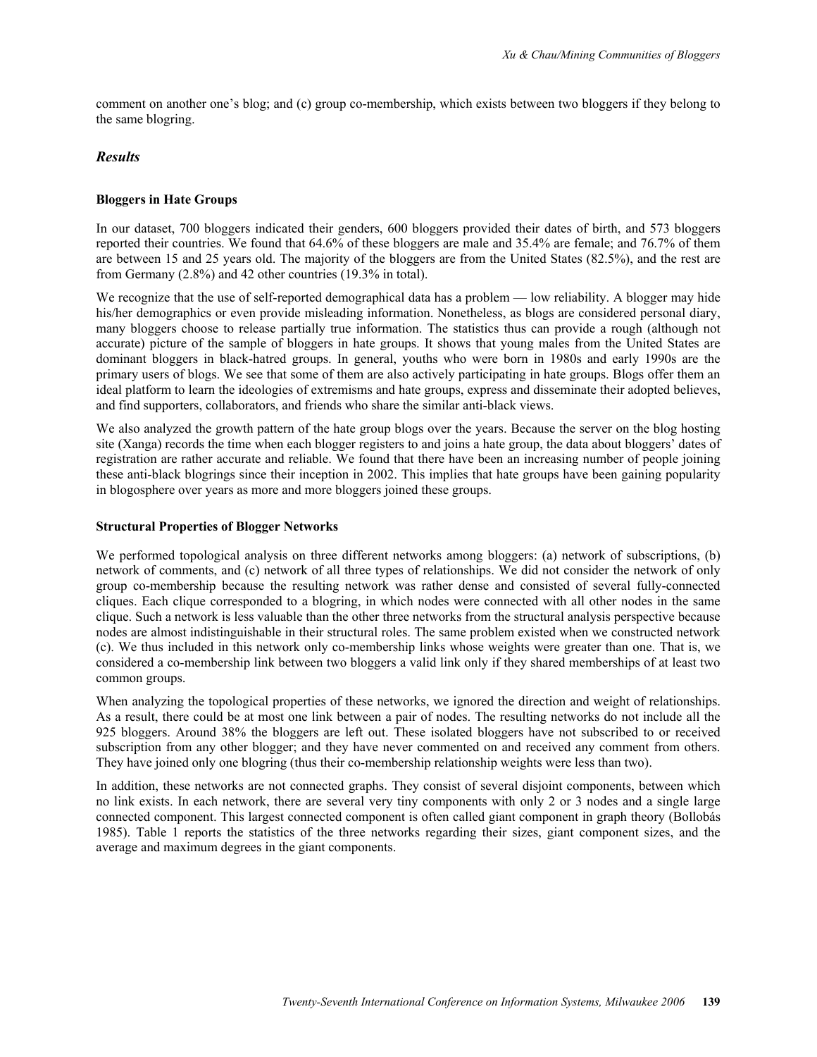comment on another one's blog; and (c) group co-membership, which exists between two bloggers if they belong to the same blogring.

## *Results*

### Bloggers in Hate Groups

In our dataset, 700 bloggers indicated their genders, 600 bloggers provided their dates of birth, and 573 bloggers reported their countries. We found that 64.6% of these bloggers are male and 35.4% are female; and 76.7% of them are between 15 and 25 years old. The majority of the bloggers are from the United States (82.5%), and the rest are from Germany (2.8%) and 42 other countries (19.3% in total).

We recognize that the use of self-reported demographical data has a problem — low reliability. A blogger may hide his/her demographics or even provide misleading information. Nonetheless, as blogs are considered personal diary, many bloggers choose to release partially true information. The statistics thus can provide a rough (although not accurate) picture of the sample of bloggers in hate groups. It shows that young males from the United States are dominant bloggers in black-hatred groups. In general, youths who were born in 1980s and early 1990s are the primary users of blogs. We see that some of them are also actively participating in hate groups. Blogs offer them an ideal platform to learn the ideologies of extremisms and hate groups, express and disseminate their adopted believes, and find supporters, collaborators, and friends who share the similar anti-black views.

We also analyzed the growth pattern of the hate group blogs over the years. Because the server on the blog hosting site (Xanga) records the time when each blogger registers to and joins a hate group, the data about bloggers' dates of registration are rather accurate and reliable. We found that there have been an increasing number of people joining these anti-black blogrings since their inception in 2002. This implies that hate groups have been gaining popularity in blogosphere over years as more and more bloggers joined these groups.

### Structural Properties of Blogger Networks

We performed topological analysis on three different networks among bloggers: (a) network of subscriptions, (b) network of comments, and (c) network of all three types of relationships. We did not consider the network of only group co-membership because the resulting network was rather dense and consisted of several fully-connected cliques. Each clique corresponded to a blogring, in which nodes were connected with all other nodes in the same clique. Such a network is less valuable than the other three networks from the structural analysis perspective because nodes are almost indistinguishable in their structural roles. The same problem existed when we constructed network (c). We thus included in this network only co-membership links whose weights were greater than one. That is, we considered a co-membership link between two bloggers a valid link only if they shared memberships of at least two common groups.

When analyzing the topological properties of these networks, we ignored the direction and weight of relationships. As a result, there could be at most one link between a pair of nodes. The resulting networks do not include all the 925 bloggers. Around 38% the bloggers are left out. These isolated bloggers have not subscribed to or received subscription from any other blogger; and they have never commented on and received any comment from others. They have joined only one blogring (thus their co-membership relationship weights were less than two).

In addition, these networks are not connected graphs. They consist of several disjoint components, between which no link exists. In each network, there are several very tiny components with only 2 or 3 nodes and a single large connected component. This largest connected component is often called giant component in graph theory (Bollobás 1985). Table 1 reports the statistics of the three networks regarding their sizes, giant component sizes, and the average and maximum degrees in the giant components.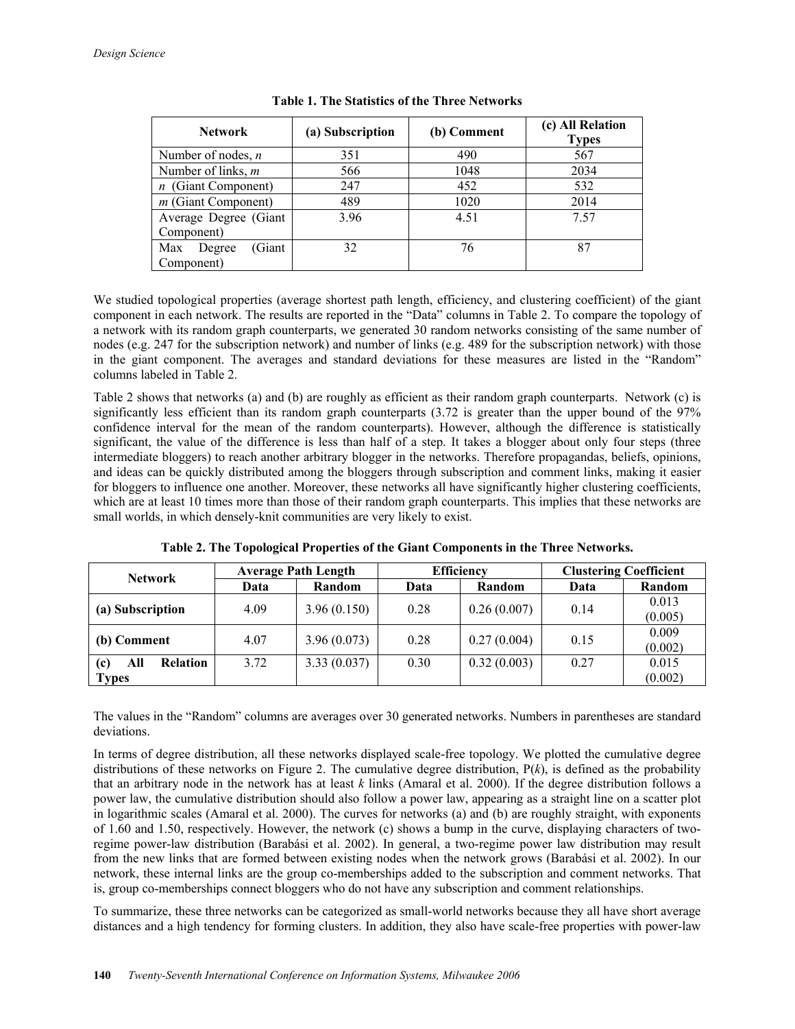**Table 1. The Statistics of the Three Networks**

| Network | (a) Subscription | (b) Comment | (c) All Relation Types |
|---|---|---|---|
| Number of nodes, $n$ | 351 | 490 | 567 |
| Number of links, $m$ | 566 | 1048 | 2034 |
| $n$ (Giant Component) | 247 | 452 | 532 |
| $m$ (Giant Component) | 489 | 1020 | 2014 |
| Average Degree (Giant Component) | 3.96 | 4.51 | 7.57 |
| Max Degree (Giant Component) | 32 | 76 | 87 |

We studied topological properties (average shortest path length, efficiency, and clustering coefficient) of the giant component in each network. The results are reported in the "Data" columns in Table 2. To compare the topology of a network with its random graph counterparts, we generated 30 random networks consisting of the same number of nodes (e.g. 247 for the subscription network) and number of links (e.g. 489 for the subscription network) with those in the giant component. The averages and standard deviations for these measures are listed in the "Random" columns labeled in Table 2.

Table 2 shows that networks (a) and (b) are roughly as efficient as their random graph counterparts. Network (c) is significantly less efficient than its random graph counterparts (3.72 is greater than the upper bound of the 97% confidence interval for the mean of the random counterparts). However, although the difference is statistically significant, the value of the difference is less than half of a step. It takes a blogger about only four steps (three intermediate bloggers) to reach another arbitrary blogger in the networks. Therefore propagandas, beliefs, opinions, and ideas can be quickly distributed among the bloggers through subscription and comment links, making it easier for bloggers to influence one another. Moreover, these networks all have significantly higher clustering coefficients, which are at least 10 times more than those of their random graph counterparts. This implies that these networks are small worlds, in which densely-knit communities are very likely to exist.

**Table 2. The Topological Properties of the Giant Components in the Three Networks.**

| Network | Average Path Length | | Efficiency | | Clustering Coefficient | |
|---|---|---|---|---|---|---|
| | Data | Random | Data | Random | Data | Random |
| **(a) Subscription** | 4.09 | 3.96 (0.150) | 0.28 | 0.26 (0.007) | 0.14 | 0.013 (0.005) |
| **(b) Comment** | 4.07 | 3.96 (0.073) | 0.28 | 0.27 (0.004) | 0.15 | 0.009 (0.002) |
| **(c) All Relation Types** | 3.72 | 3.33 (0.037) | 0.30 | 0.32 (0.003) | 0.27 | 0.015 (0.002) |

The values in the "Random" columns are averages over 30 generated networks. Numbers in parentheses are standard deviations.

In terms of degree distribution, all these networks displayed scale-free topology. We plotted the cumulative degree distributions of these networks on Figure 2. The cumulative degree distribution, P($k$), is defined as the probability that an arbitrary node in the network has at least $k$ links (Amaral et al. 2000). If the degree distribution follows a power law, the cumulative distribution should also follow a power law, appearing as a straight line on a scatter plot in logarithmic scales (Amaral et al. 2000). The curves for networks (a) and (b) are roughly straight, with exponents of 1.60 and 1.50, respectively. However, the network (c) shows a bump in the curve, displaying characters of two-regime power-law distribution (Barabási et al. 2002). In general, a two-regime power law distribution may result from the new links that are formed between existing nodes when the network grows (Barabási et al. 2002). In our network, these internal links are the group co-memberships added to the subscription and comment networks. That is, group co-memberships connect bloggers who do not have any subscription and comment relationships.

To summarize, these three networks can be categorized as small-world networks because they all have short average distances and a high tendency for forming clusters. In addition, they also have scale-free properties with power-law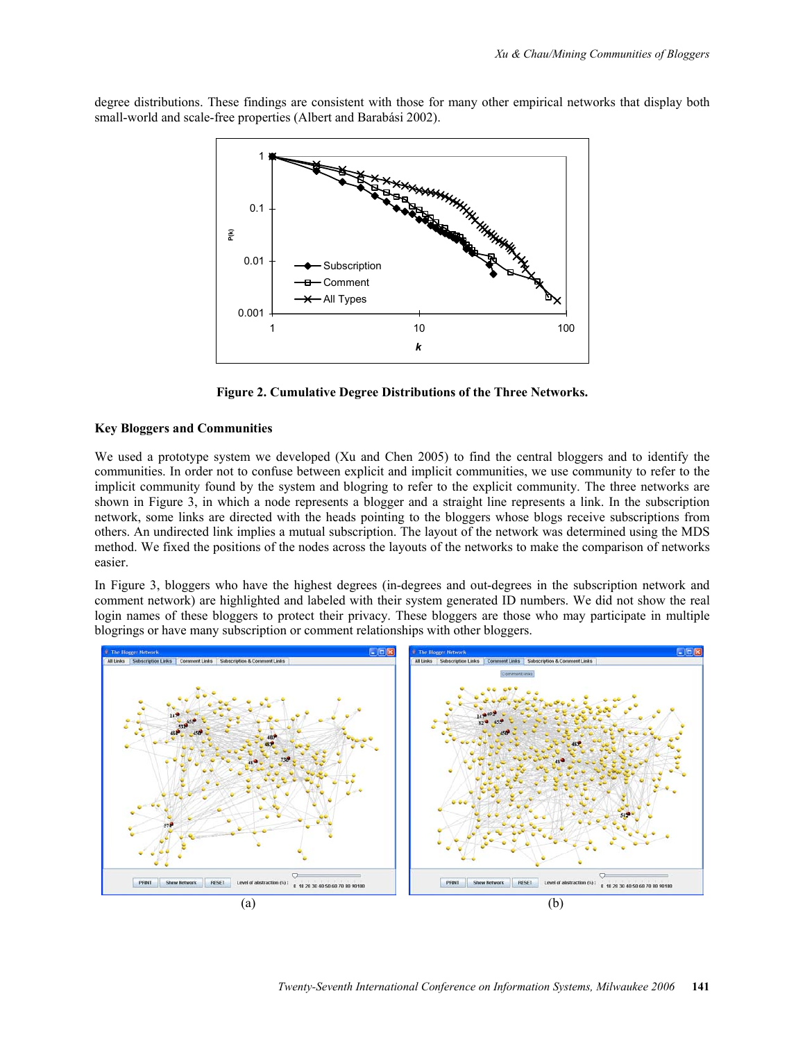degree distributions. These findings are consistent with those for many other empirical networks that display both small-world and scale-free properties (Albert and Barabási 2002).

**Figure 2. Cumulative Degree Distributions of the Three Networks.**

## Key Bloggers and Communities

We used a prototype system we developed (Xu and Chen 2005) to find the central bloggers and to identify the communities. In order not to confuse between explicit and implicit communities, we use community to refer to the implicit community found by the system and blogring to refer to the explicit community. The three networks are shown in Figure 3, in which a node represents a blogger and a straight line represents a link. In the subscription network, some links are directed with the heads pointing to the bloggers whose blogs receive subscriptions from others. An undirected link implies a mutual subscription. The layout of the network was determined using the MDS method. We fixed the positions of the nodes across the layouts of the networks to make the comparison of networks easier.

In Figure 3, bloggers who have the highest degrees (in-degrees and out-degrees in the subscription network and comment network) are highlighted and labeled with their system generated ID numbers. We did not show the real login names of these bloggers to protect their privacy. These bloggers are those who may participate in multiple blogrings or have many subscription or comment relationships with other bloggers.

(a) (b)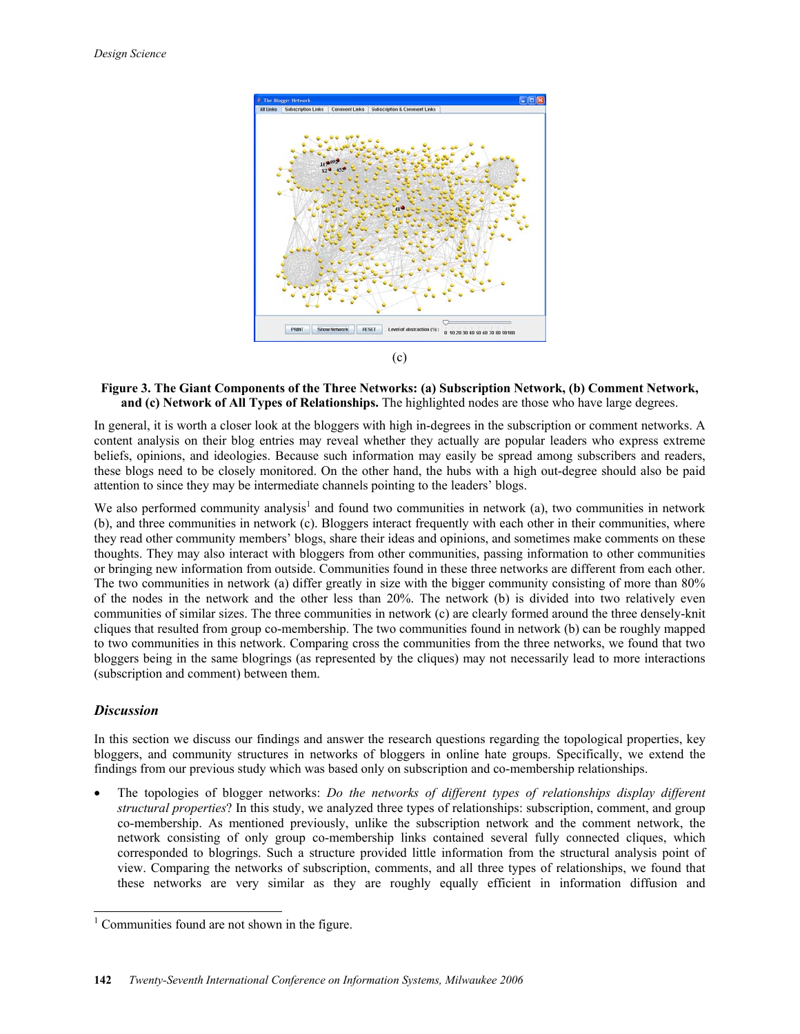(c)

**Figure 3. The Giant Components of the Three Networks: (a) Subscription Network, (b) Comment Network, and (c) Network of All Types of Relationships.** The highlighted nodes are those who have large degrees.

In general, it is worth a closer look at the bloggers with high in-degrees in the subscription or comment networks. A content analysis on their blog entries may reveal whether they actually are popular leaders who express extreme beliefs, opinions, and ideologies. Because such information may easily be spread among subscribers and readers, these blogs need to be closely monitored. On the other hand, the hubs with a high out-degree should also be paid attention to since they may be intermediate channels pointing to the leaders' blogs.

We also performed community analysis[1] and found two communities in network (a), two communities in network (b), and three communities in network (c). Bloggers interact frequently with each other in their communities, where they read other community members' blogs, share their ideas and opinions, and sometimes make comments on these thoughts. They may also interact with bloggers from other communities, passing information to other communities or bringing new information from outside. Communities found in these three networks are different from each other. The two communities in network (a) differ greatly in size with the bigger community consisting of more than 80% of the nodes in the network and the other less than 20%. The network (b) is divided into two relatively even communities of similar sizes. The three communities in network (c) are clearly formed around the three densely-knit cliques that resulted from group co-membership. The two communities found in network (b) can be roughly mapped to two communities in this network. Comparing cross the communities from the three networks, we found that two bloggers being in the same blogrings (as represented by the cliques) may not necessarily lead to more interactions (subscription and comment) between them.

### *Discussion*

In this section we discuss our findings and answer the research questions regarding the topological properties, key bloggers, and community structures in networks of bloggers in online hate groups. Specifically, we extend the findings from our previous study which was based only on subscription and co-membership relationships.

- The topologies of blogger networks: *Do the networks of different types of relationships display different structural properties*? In this study, we analyzed three types of relationships: subscription, comment, and group co-membership. As mentioned previously, unlike the subscription network and the comment network, the network consisting of only group co-membership links contained several fully connected cliques, which corresponded to blogrings. Such a structure provided little information from the structural analysis point of view. Comparing the networks of subscription, comments, and all three types of relationships, we found that these networks are very similar as they are roughly equally efficient in information diffusion and

[1] Communities found are not shown in the figure.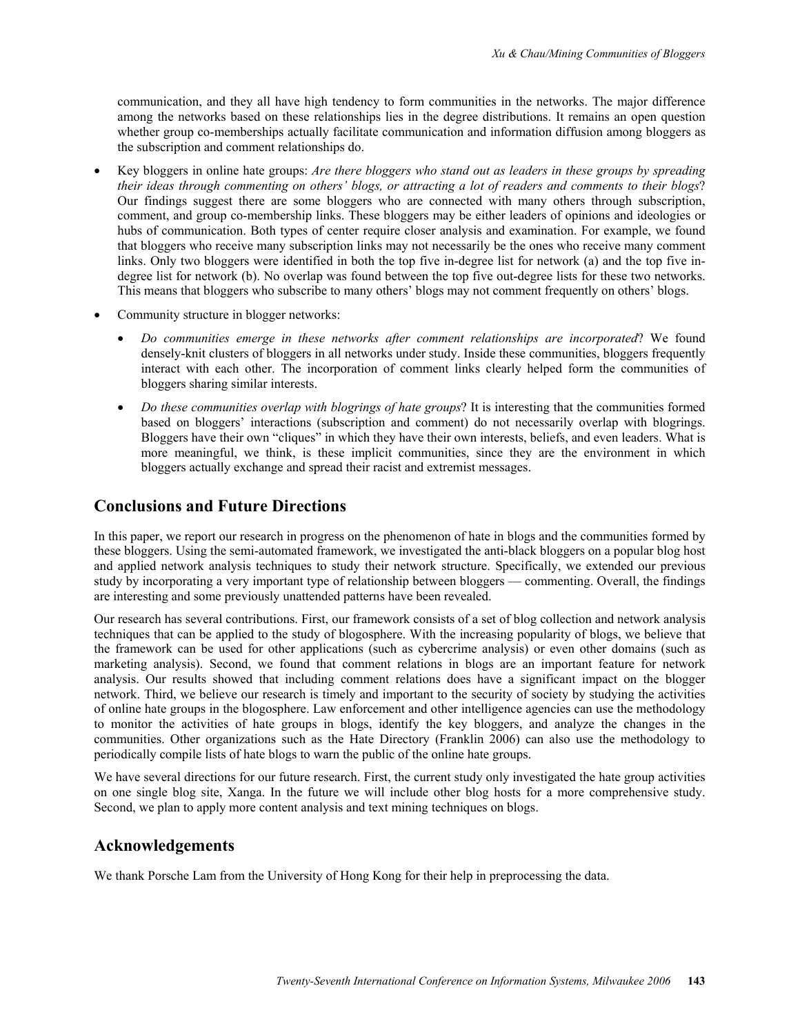communication, and they all have high tendency to form communities in the networks. The major difference among the networks based on these relationships lies in the degree distributions. It remains an open question whether group co-memberships actually facilitate communication and information diffusion among bloggers as the subscription and comment relationships do.

- Key bloggers in online hate groups: *Are there bloggers who stand out as leaders in these groups by spreading their ideas through commenting on others' blogs, or attracting a lot of readers and comments to their blogs*? Our findings suggest there are some bloggers who are connected with many others through subscription, comment, and group co-membership links. These bloggers may be either leaders of opinions and ideologies or hubs of communication. Both types of center require closer analysis and examination. For example, we found that bloggers who receive many subscription links may not necessarily be the ones who receive many comment links. Only two bloggers were identified in both the top five in-degree list for network (a) and the top five in-degree list for network (b). No overlap was found between the top five out-degree lists for these two networks. This means that bloggers who subscribe to many others' blogs may not comment frequently on others' blogs.
- Community structure in blogger networks:
  - *Do communities emerge in these networks after comment relationships are incorporated*? We found densely-knit clusters of bloggers in all networks under study. Inside these communities, bloggers frequently interact with each other. The incorporation of comment links clearly helped form the communities of bloggers sharing similar interests.
  - *Do these communities overlap with blogrings of hate groups*? It is interesting that the communities formed based on bloggers' interactions (subscription and comment) do not necessarily overlap with blogrings. Bloggers have their own "cliques" in which they have their own interests, beliefs, and even leaders. What is more meaningful, we think, is these implicit communities, since they are the environment in which bloggers actually exchange and spread their racist and extremist messages.

## Conclusions and Future Directions

In this paper, we report our research in progress on the phenomenon of hate in blogs and the communities formed by these bloggers. Using the semi-automated framework, we investigated the anti-black bloggers on a popular blog host and applied network analysis techniques to study their network structure. Specifically, we extended our previous study by incorporating a very important type of relationship between bloggers — commenting. Overall, the findings are interesting and some previously unattended patterns have been revealed.

Our research has several contributions. First, our framework consists of a set of blog collection and network analysis techniques that can be applied to the study of blogosphere. With the increasing popularity of blogs, we believe that the framework can be used for other applications (such as cybercrime analysis) or even other domains (such as marketing analysis). Second, we found that comment relations in blogs are an important feature for network analysis. Our results showed that including comment relations does have a significant impact on the blogger network. Third, we believe our research is timely and important to the security of society by studying the activities of online hate groups in the blogosphere. Law enforcement and other intelligence agencies can use the methodology to monitor the activities of hate groups in blogs, identify the key bloggers, and analyze the changes in the communities. Other organizations such as the Hate Directory (Franklin 2006) can also use the methodology to periodically compile lists of hate blogs to warn the public of the online hate groups.

We have several directions for our future research. First, the current study only investigated the hate group activities on one single blog site, Xanga. In the future we will include other blog hosts for a more comprehensive study. Second, we plan to apply more content analysis and text mining techniques on blogs.

## Acknowledgements

We thank Porsche Lam from the University of Hong Kong for their help in preprocessing the data.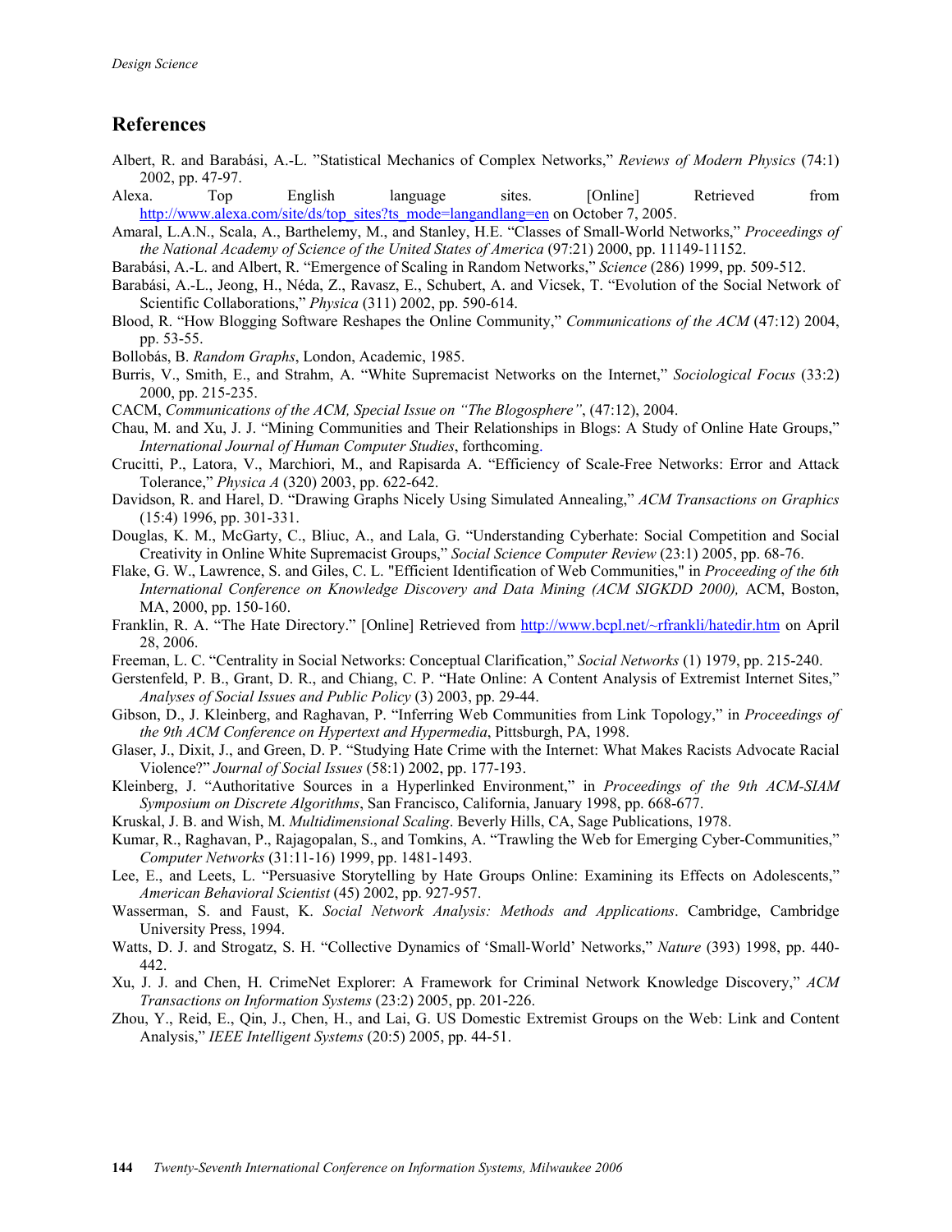## References

Albert, R. and Barabási, A.-L. "Statistical Mechanics of Complex Networks," *Reviews of Modern Physics* (74:1) 2002, pp. 47-97.

Alexa. Top English language sites. [Online] Retrieved from http://www.alexa.com/site/ds/top_sites?ts_mode=langandlang=en on October 7, 2005.

Amaral, L.A.N., Scala, A., Barthelemy, M., and Stanley, H.E. "Classes of Small-World Networks," *Proceedings of the National Academy of Science of the United States of America* (97:21) 2000, pp. 11149-11152.

Barabási, A.-L. and Albert, R. "Emergence of Scaling in Random Networks," *Science* (286) 1999, pp. 509-512.

Barabási, A.-L., Jeong, H., Néda, Z., Ravasz, E., Schubert, A. and Vicsek, T. "Evolution of the Social Network of Scientific Collaborations," *Physica* (311) 2002, pp. 590-614.

Blood, R. "How Blogging Software Reshapes the Online Community," *Communications of the ACM* (47:12) 2004, pp. 53-55.

Bollobás, B. *Random Graphs*, London, Academic, 1985.

Burris, V., Smith, E., and Strahm, A. "White Supremacist Networks on the Internet," *Sociological Focus* (33:2) 2000, pp. 215-235.

CACM, *Communications of the ACM, Special Issue on "The Blogosphere"*, (47:12), 2004.

Chau, M. and Xu, J. J. "Mining Communities and Their Relationships in Blogs: A Study of Online Hate Groups," *International Journal of Human Computer Studies*, forthcoming.

Crucitti, P., Latora, V., Marchiori, M., and Rapisarda A. "Efficiency of Scale-Free Networks: Error and Attack Tolerance," *Physica A* (320) 2003, pp. 622-642.

Davidson, R. and Harel, D. "Drawing Graphs Nicely Using Simulated Annealing," *ACM Transactions on Graphics* (15:4) 1996, pp. 301-331.

Douglas, K. M., McGarty, C., Bliuc, A., and Lala, G. "Understanding Cyberhate: Social Competition and Social Creativity in Online White Supremacist Groups," *Social Science Computer Review* (23:1) 2005, pp. 68-76.

Flake, G. W., Lawrence, S. and Giles, C. L. "Efficient Identification of Web Communities," in *Proceeding of the 6th International Conference on Knowledge Discovery and Data Mining (ACM SIGKDD 2000),* ACM, Boston, MA, 2000, pp. 150-160.

Franklin, R. A. "The Hate Directory." [Online] Retrieved from http://www.bcpl.net/~rfrankli/hatedir.htm on April 28, 2006.

Freeman, L. C. "Centrality in Social Networks: Conceptual Clarification," *Social Networks* (1) 1979, pp. 215-240.

Gerstenfeld, P. B., Grant, D. R., and Chiang, C. P. "Hate Online: A Content Analysis of Extremist Internet Sites," *Analyses of Social Issues and Public Policy* (3) 2003, pp. 29-44.

Gibson, D., J. Kleinberg, and Raghavan, P. "Inferring Web Communities from Link Topology," in *Proceedings of the 9th ACM Conference on Hypertext and Hypermedia*, Pittsburgh, PA, 1998.

Glaser, J., Dixit, J., and Green, D. P. "Studying Hate Crime with the Internet: What Makes Racists Advocate Racial Violence?" *Journal of Social Issues* (58:1) 2002, pp. 177-193.

Kleinberg, J. "Authoritative Sources in a Hyperlinked Environment," in *Proceedings of the 9th ACM-SIAM Symposium on Discrete Algorithms*, San Francisco, California, January 1998, pp. 668-677.

Kruskal, J. B. and Wish, M. *Multidimensional Scaling*. Beverly Hills, CA, Sage Publications, 1978.

Kumar, R., Raghavan, P., Rajagopalan, S., and Tomkins, A. "Trawling the Web for Emerging Cyber-Communities," *Computer Networks* (31:11-16) 1999, pp. 1481-1493.

Lee, E., and Leets, L. "Persuasive Storytelling by Hate Groups Online: Examining its Effects on Adolescents," *American Behavioral Scientist* (45) 2002, pp. 927-957.

Wasserman, S. and Faust, K. *Social Network Analysis: Methods and Applications*. Cambridge, Cambridge University Press, 1994.

Watts, D. J. and Strogatz, S. H. "Collective Dynamics of 'Small-World' Networks," *Nature* (393) 1998, pp. 440-442.

Xu, J. J. and Chen, H. CrimeNet Explorer: A Framework for Criminal Network Knowledge Discovery," *ACM Transactions on Information Systems* (23:2) 2005, pp. 201-226.

Zhou, Y., Reid, E., Qin, J., Chen, H., and Lai, G. US Domestic Extremist Groups on the Web: Link and Content Analysis," *IEEE Intelligent Systems* (20:5) 2005, pp. 44-51.